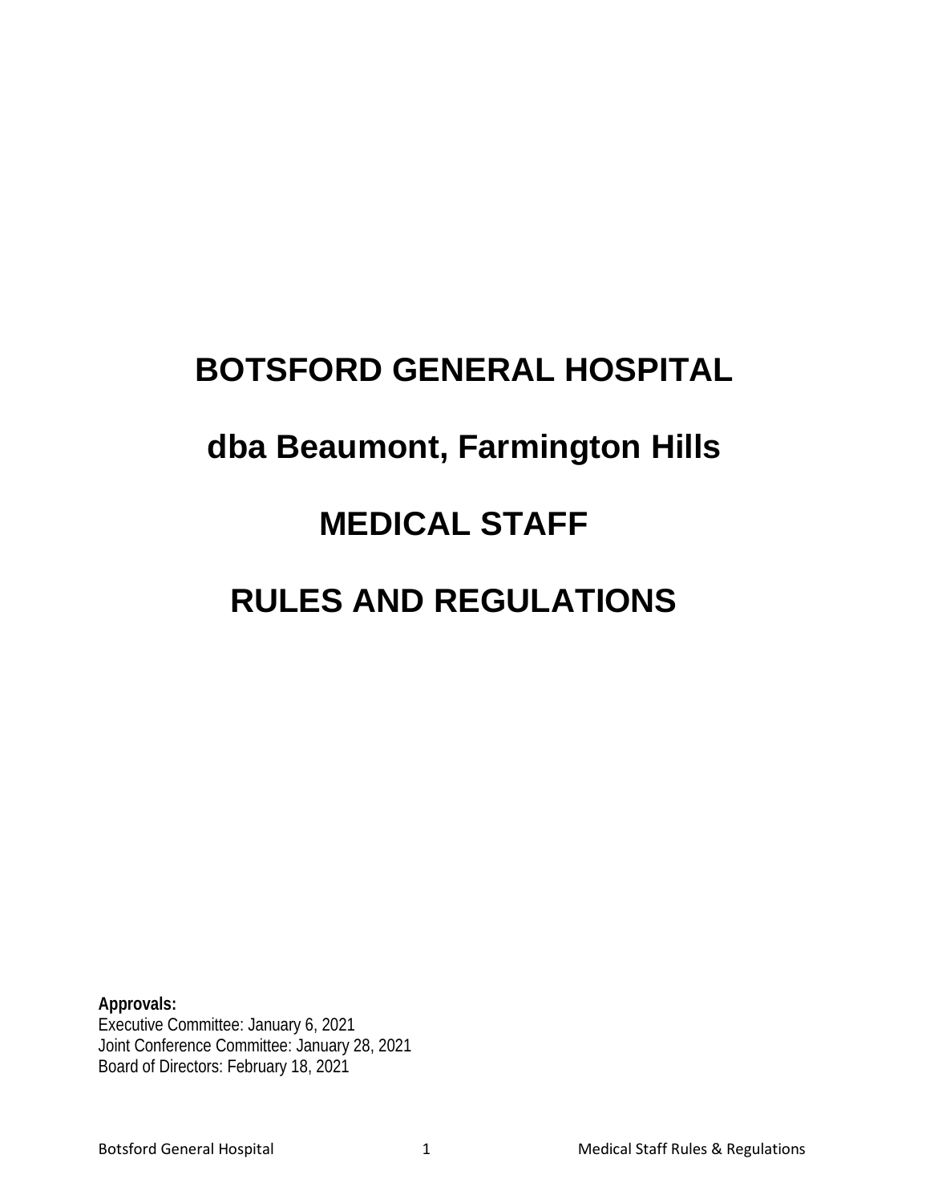# BOTSFORD GENERAL HOSPITAL

# dba Beaumont, Farmington Hills

# MEDICAL STAFF

# RULES AND REGULATIONS

**Approvals:**
Executive Committee: January 6, 2021
Joint Conference Committee: January 28, 2021
Board of Directors: February 18, 2021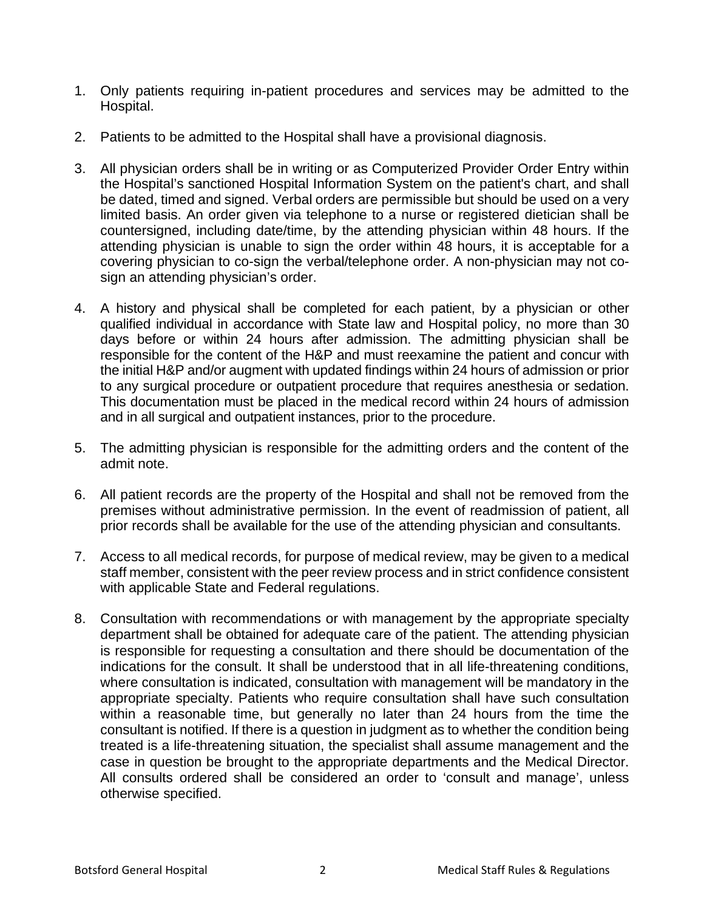1. Only patients requiring in-patient procedures and services may be admitted to the Hospital.

2. Patients to be admitted to the Hospital shall have a provisional diagnosis.

3. All physician orders shall be in writing or as Computerized Provider Order Entry within the Hospital's sanctioned Hospital Information System on the patient's chart, and shall be dated, timed and signed. Verbal orders are permissible but should be used on a very limited basis. An order given via telephone to a nurse or registered dietician shall be countersigned, including date/time, by the attending physician within 48 hours. If the attending physician is unable to sign the order within 48 hours, it is acceptable for a covering physician to co-sign the verbal/telephone order. A non-physician may not co-sign an attending physician's order.

4. A history and physical shall be completed for each patient, by a physician or other qualified individual in accordance with State law and Hospital policy, no more than 30 days before or within 24 hours after admission. The admitting physician shall be responsible for the content of the H&P and must reexamine the patient and concur with the initial H&P and/or augment with updated findings within 24 hours of admission or prior to any surgical procedure or outpatient procedure that requires anesthesia or sedation. This documentation must be placed in the medical record within 24 hours of admission and in all surgical and outpatient instances, prior to the procedure.

5. The admitting physician is responsible for the admitting orders and the content of the admit note.

6. All patient records are the property of the Hospital and shall not be removed from the premises without administrative permission. In the event of readmission of patient, all prior records shall be available for the use of the attending physician and consultants.

7. Access to all medical records, for purpose of medical review, may be given to a medical staff member, consistent with the peer review process and in strict confidence consistent with applicable State and Federal regulations.

8. Consultation with recommendations or with management by the appropriate specialty department shall be obtained for adequate care of the patient. The attending physician is responsible for requesting a consultation and there should be documentation of the indications for the consult. It shall be understood that in all life-threatening conditions, where consultation is indicated, consultation with management will be mandatory in the appropriate specialty. Patients who require consultation shall have such consultation within a reasonable time, but generally no later than 24 hours from the time the consultant is notified. If there is a question in judgment as to whether the condition being treated is a life-threatening situation, the specialist shall assume management and the case in question be brought to the appropriate departments and the Medical Director. All consults ordered shall be considered an order to 'consult and manage', unless otherwise specified.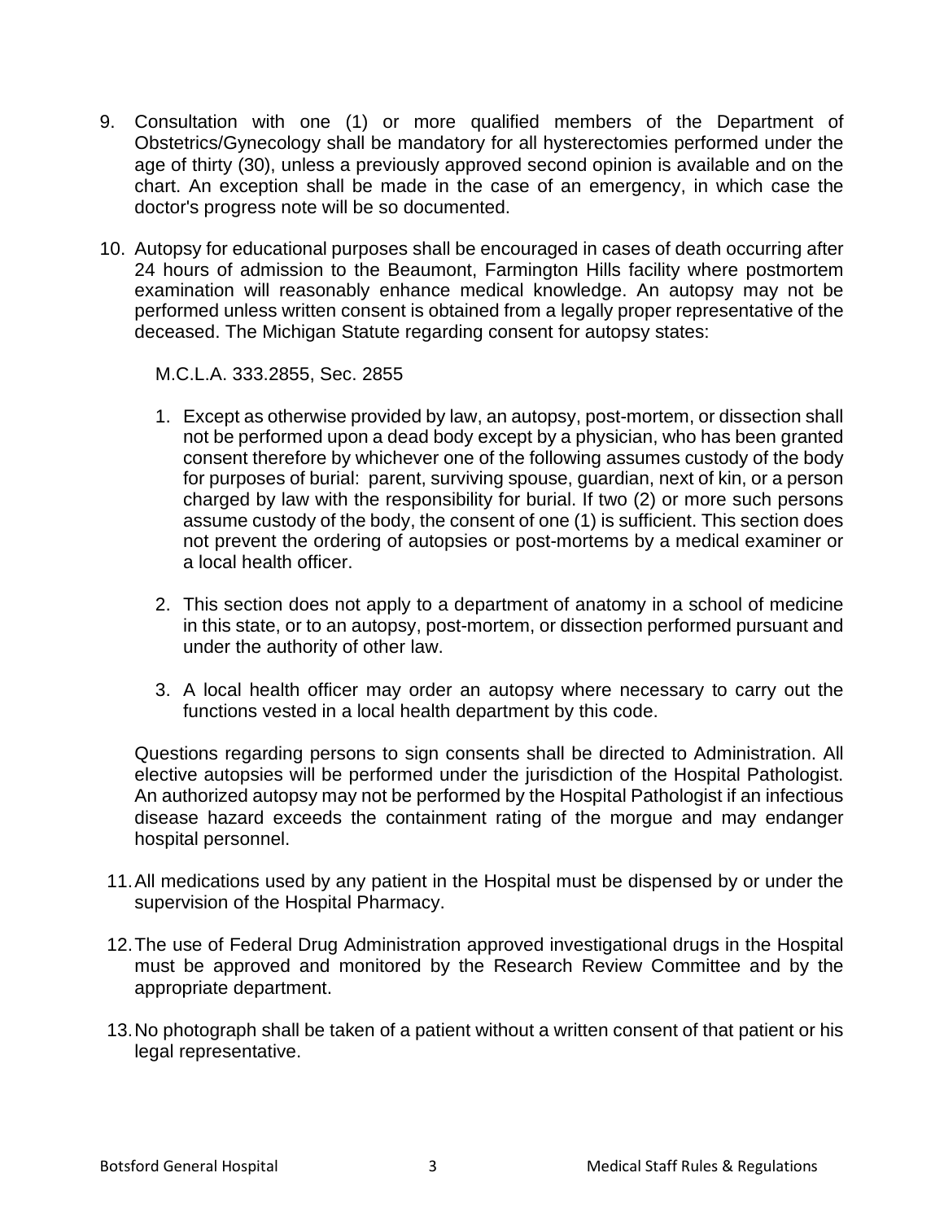9. Consultation with one (1) or more qualified members of the Department of Obstetrics/Gynecology shall be mandatory for all hysterectomies performed under the age of thirty (30), unless a previously approved second opinion is available and on the chart. An exception shall be made in the case of an emergency, in which case the doctor's progress note will be so documented.

10. Autopsy for educational purposes shall be encouraged in cases of death occurring after 24 hours of admission to the Beaumont, Farmington Hills facility where postmortem examination will reasonably enhance medical knowledge. An autopsy may not be performed unless written consent is obtained from a legally proper representative of the deceased. The Michigan Statute regarding consent for autopsy states:

    M.C.L.A. 333.2855, Sec. 2855

    1. Except as otherwise provided by law, an autopsy, post-mortem, or dissection shall not be performed upon a dead body except by a physician, who has been granted consent therefore by whichever one of the following assumes custody of the body for purposes of burial: parent, surviving spouse, guardian, next of kin, or a person charged by law with the responsibility for burial. If two (2) or more such persons assume custody of the body, the consent of one (1) is sufficient. This section does not prevent the ordering of autopsies or post-mortems by a medical examiner or a local health officer.

    2. This section does not apply to a department of anatomy in a school of medicine in this state, or to an autopsy, post-mortem, or dissection performed pursuant and under the authority of other law.

    3. A local health officer may order an autopsy where necessary to carry out the functions vested in a local health department by this code.

    Questions regarding persons to sign consents shall be directed to Administration. All elective autopsies will be performed under the jurisdiction of the Hospital Pathologist. An authorized autopsy may not be performed by the Hospital Pathologist if an infectious disease hazard exceeds the containment rating of the morgue and may endanger hospital personnel.

11. All medications used by any patient in the Hospital must be dispensed by or under the supervision of the Hospital Pharmacy.

12. The use of Federal Drug Administration approved investigational drugs in the Hospital must be approved and monitored by the Research Review Committee and by the appropriate department.

13. No photograph shall be taken of a patient without a written consent of that patient or his legal representative.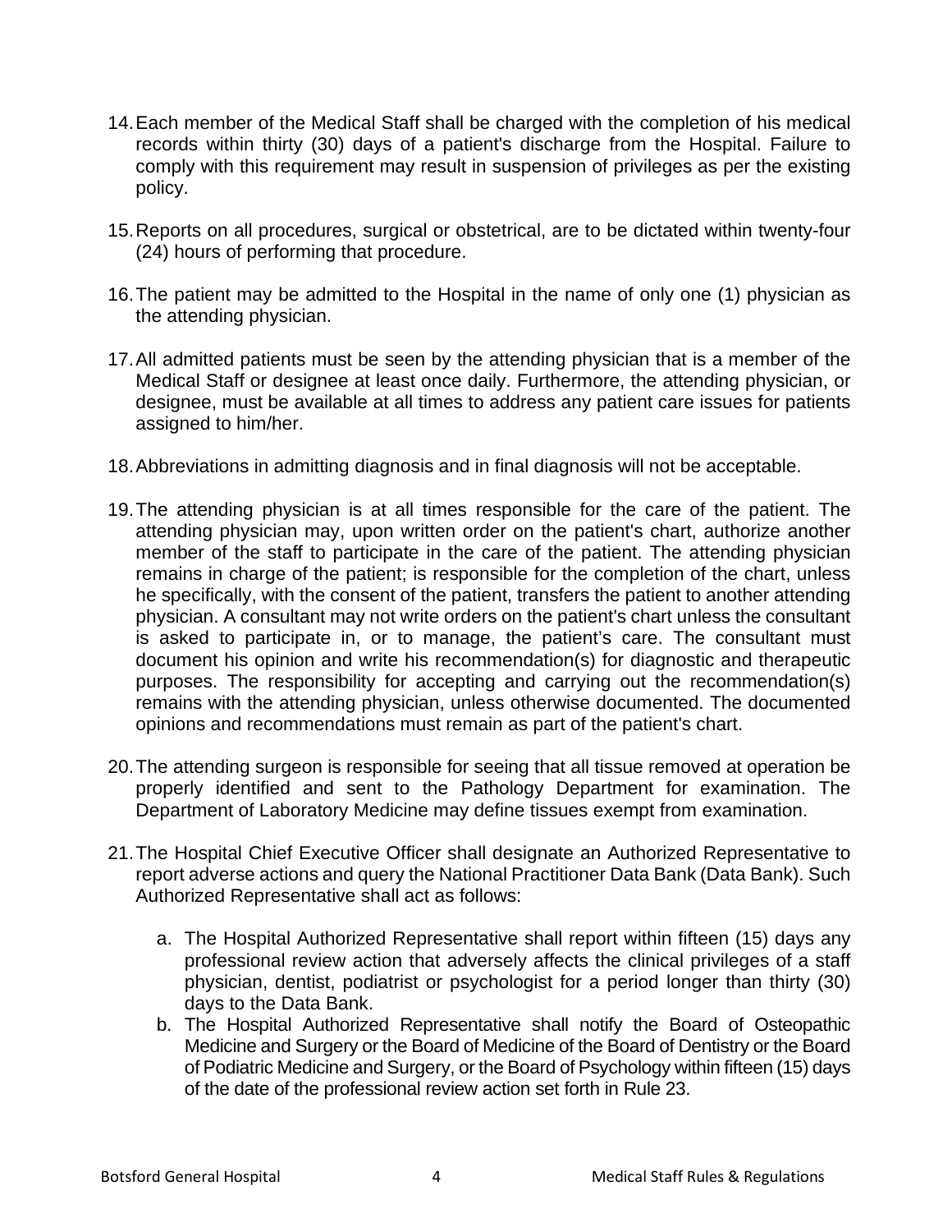14. Each member of the Medical Staff shall be charged with the completion of his medical records within thirty (30) days of a patient's discharge from the Hospital. Failure to comply with this requirement may result in suspension of privileges as per the existing policy.

15. Reports on all procedures, surgical or obstetrical, are to be dictated within twenty-four (24) hours of performing that procedure.

16. The patient may be admitted to the Hospital in the name of only one (1) physician as the attending physician.

17. All admitted patients must be seen by the attending physician that is a member of the Medical Staff or designee at least once daily. Furthermore, the attending physician, or designee, must be available at all times to address any patient care issues for patients assigned to him/her.

18. Abbreviations in admitting diagnosis and in final diagnosis will not be acceptable.

19. The attending physician is at all times responsible for the care of the patient. The attending physician may, upon written order on the patient's chart, authorize another member of the staff to participate in the care of the patient. The attending physician remains in charge of the patient; is responsible for the completion of the chart, unless he specifically, with the consent of the patient, transfers the patient to another attending physician. A consultant may not write orders on the patient's chart unless the consultant is asked to participate in, or to manage, the patient's care. The consultant must document his opinion and write his recommendation(s) for diagnostic and therapeutic purposes. The responsibility for accepting and carrying out the recommendation(s) remains with the attending physician, unless otherwise documented. The documented opinions and recommendations must remain as part of the patient's chart.

20. The attending surgeon is responsible for seeing that all tissue removed at operation be properly identified and sent to the Pathology Department for examination. The Department of Laboratory Medicine may define tissues exempt from examination.

21. The Hospital Chief Executive Officer shall designate an Authorized Representative to report adverse actions and query the National Practitioner Data Bank (Data Bank). Such Authorized Representative shall act as follows:

    a. The Hospital Authorized Representative shall report within fifteen (15) days any professional review action that adversely affects the clinical privileges of a staff physician, dentist, podiatrist or psychologist for a period longer than thirty (30) days to the Data Bank.
    b. The Hospital Authorized Representative shall notify the Board of Osteopathic Medicine and Surgery or the Board of Medicine of the Board of Dentistry or the Board of Podiatric Medicine and Surgery, or the Board of Psychology within fifteen (15) days of the date of the professional review action set forth in Rule 23.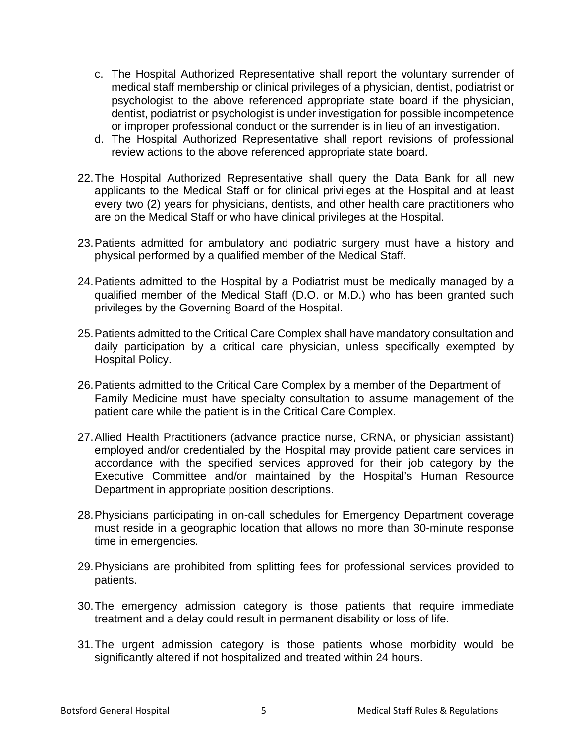c. The Hospital Authorized Representative shall report the voluntary surrender of medical staff membership or clinical privileges of a physician, dentist, podiatrist or psychologist to the above referenced appropriate state board if the physician, dentist, podiatrist or psychologist is under investigation for possible incompetence or improper professional conduct or the surrender is in lieu of an investigation.
d. The Hospital Authorized Representative shall report revisions of professional review actions to the above referenced appropriate state board.

22. The Hospital Authorized Representative shall query the Data Bank for all new applicants to the Medical Staff or for clinical privileges at the Hospital and at least every two (2) years for physicians, dentists, and other health care practitioners who are on the Medical Staff or who have clinical privileges at the Hospital.

23. Patients admitted for ambulatory and podiatric surgery must have a history and physical performed by a qualified member of the Medical Staff.

24. Patients admitted to the Hospital by a Podiatrist must be medically managed by a qualified member of the Medical Staff (D.O. or M.D.) who has been granted such privileges by the Governing Board of the Hospital.

25. Patients admitted to the Critical Care Complex shall have mandatory consultation and daily participation by a critical care physician, unless specifically exempted by Hospital Policy.

26. Patients admitted to the Critical Care Complex by a member of the Department of Family Medicine must have specialty consultation to assume management of the patient care while the patient is in the Critical Care Complex.

27. Allied Health Practitioners (advance practice nurse, CRNA, or physician assistant) employed and/or credentialed by the Hospital may provide patient care services in accordance with the specified services approved for their job category by the Executive Committee and/or maintained by the Hospital's Human Resource Department in appropriate position descriptions.

28. Physicians participating in on-call schedules for Emergency Department coverage must reside in a geographic location that allows no more than 30-minute response time in emergencies.

29. Physicians are prohibited from splitting fees for professional services provided to patients.

30. The emergency admission category is those patients that require immediate treatment and a delay could result in permanent disability or loss of life.

31. The urgent admission category is those patients whose morbidity would be significantly altered if not hospitalized and treated within 24 hours.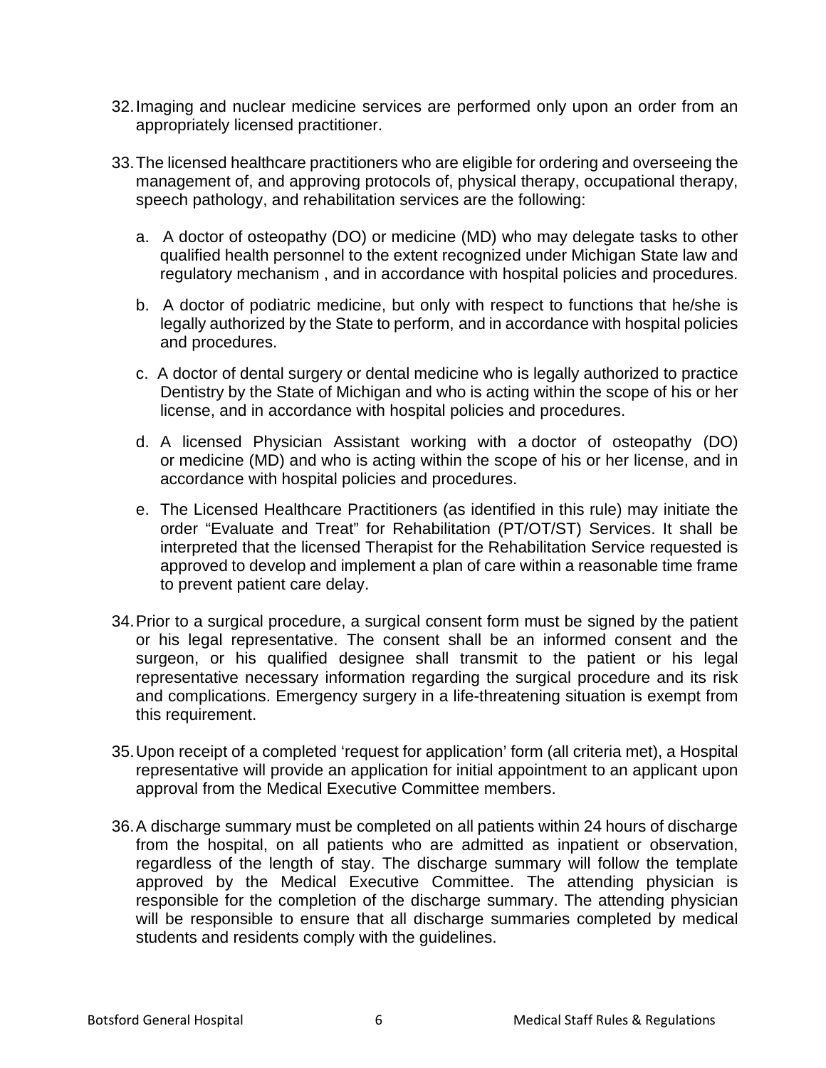32. Imaging and nuclear medicine services are performed only upon an order from an appropriately licensed practitioner.

33. The licensed healthcare practitioners who are eligible for ordering and overseeing the management of, and approving protocols of, physical therapy, occupational therapy, speech pathology, and rehabilitation services are the following:

    a. A doctor of osteopathy (DO) or medicine (MD) who may delegate tasks to other qualified health personnel to the extent recognized under Michigan State law and regulatory mechanism , and in accordance with hospital policies and procedures.

    b. A doctor of podiatric medicine, but only with respect to functions that he/she is legally authorized by the State to perform, and in accordance with hospital policies and procedures.

    c. A doctor of dental surgery or dental medicine who is legally authorized to practice Dentistry by the State of Michigan and who is acting within the scope of his or her license, and in accordance with hospital policies and procedures.

    d. A licensed Physician Assistant working with a doctor of osteopathy (DO) or medicine (MD) and who is acting within the scope of his or her license, and in accordance with hospital policies and procedures.

    e. The Licensed Healthcare Practitioners (as identified in this rule) may initiate the order "Evaluate and Treat" for Rehabilitation (PT/OT/ST) Services. It shall be interpreted that the licensed Therapist for the Rehabilitation Service requested is approved to develop and implement a plan of care within a reasonable time frame to prevent patient care delay.

34. Prior to a surgical procedure, a surgical consent form must be signed by the patient or his legal representative. The consent shall be an informed consent and the surgeon, or his qualified designee shall transmit to the patient or his legal representative necessary information regarding the surgical procedure and its risk and complications. Emergency surgery in a life-threatening situation is exempt from this requirement.

35. Upon receipt of a completed 'request for application' form (all criteria met), a Hospital representative will provide an application for initial appointment to an applicant upon approval from the Medical Executive Committee members.

36. A discharge summary must be completed on all patients within 24 hours of discharge from the hospital, on all patients who are admitted as inpatient or observation, regardless of the length of stay. The discharge summary will follow the template approved by the Medical Executive Committee. The attending physician is responsible for the completion of the discharge summary. The attending physician will be responsible to ensure that all discharge summaries completed by medical students and residents comply with the guidelines.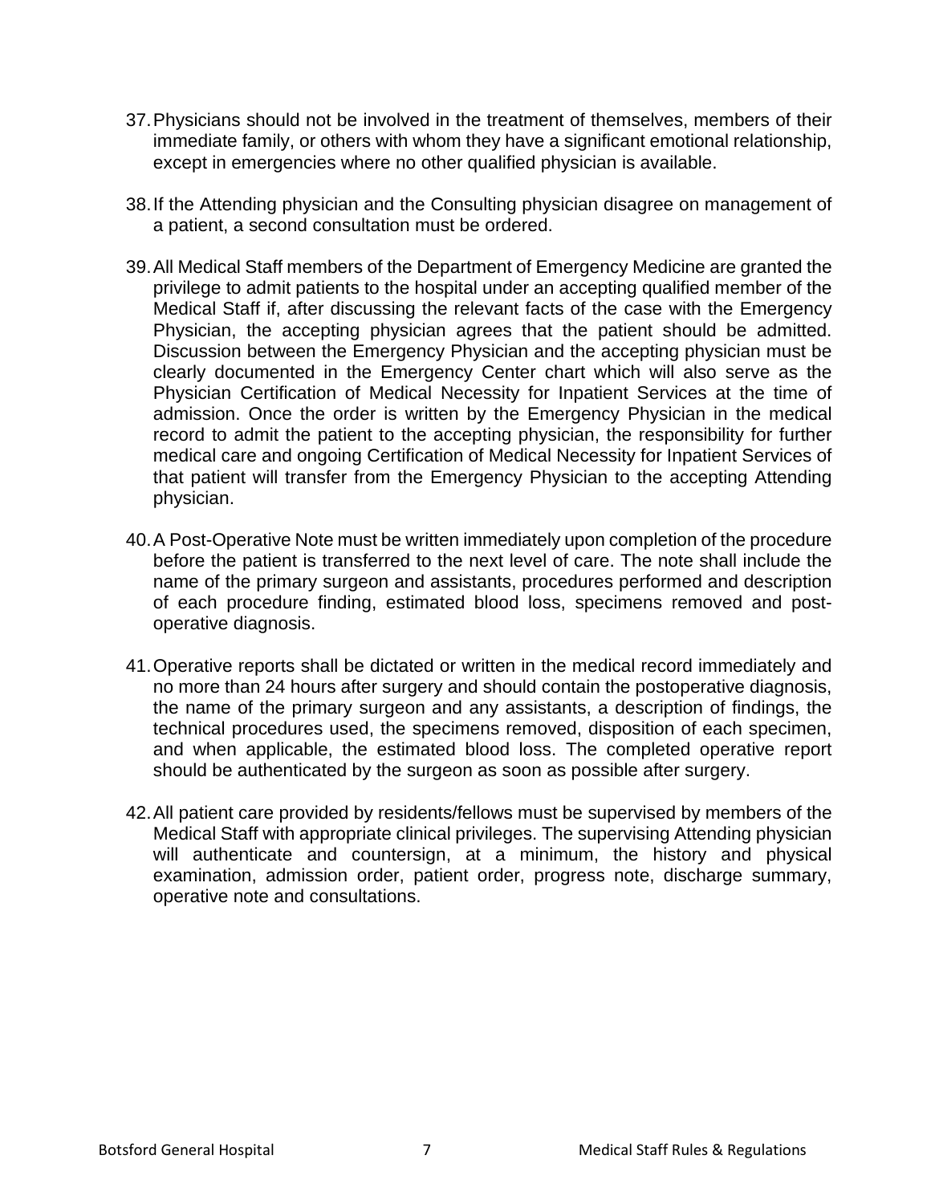37. Physicians should not be involved in the treatment of themselves, members of their immediate family, or others with whom they have a significant emotional relationship, except in emergencies where no other qualified physician is available.

38. If the Attending physician and the Consulting physician disagree on management of a patient, a second consultation must be ordered.

39. All Medical Staff members of the Department of Emergency Medicine are granted the privilege to admit patients to the hospital under an accepting qualified member of the Medical Staff if, after discussing the relevant facts of the case with the Emergency Physician, the accepting physician agrees that the patient should be admitted. Discussion between the Emergency Physician and the accepting physician must be clearly documented in the Emergency Center chart which will also serve as the Physician Certification of Medical Necessity for Inpatient Services at the time of admission. Once the order is written by the Emergency Physician in the medical record to admit the patient to the accepting physician, the responsibility for further medical care and ongoing Certification of Medical Necessity for Inpatient Services of that patient will transfer from the Emergency Physician to the accepting Attending physician.

40. A Post-Operative Note must be written immediately upon completion of the procedure before the patient is transferred to the next level of care. The note shall include the name of the primary surgeon and assistants, procedures performed and description of each procedure finding, estimated blood loss, specimens removed and post-operative diagnosis.

41. Operative reports shall be dictated or written in the medical record immediately and no more than 24 hours after surgery and should contain the postoperative diagnosis, the name of the primary surgeon and any assistants, a description of findings, the technical procedures used, the specimens removed, disposition of each specimen, and when applicable, the estimated blood loss. The completed operative report should be authenticated by the surgeon as soon as possible after surgery.

42. All patient care provided by residents/fellows must be supervised by members of the Medical Staff with appropriate clinical privileges. The supervising Attending physician will authenticate and countersign, at a minimum, the history and physical examination, admission order, patient order, progress note, discharge summary, operative note and consultations.